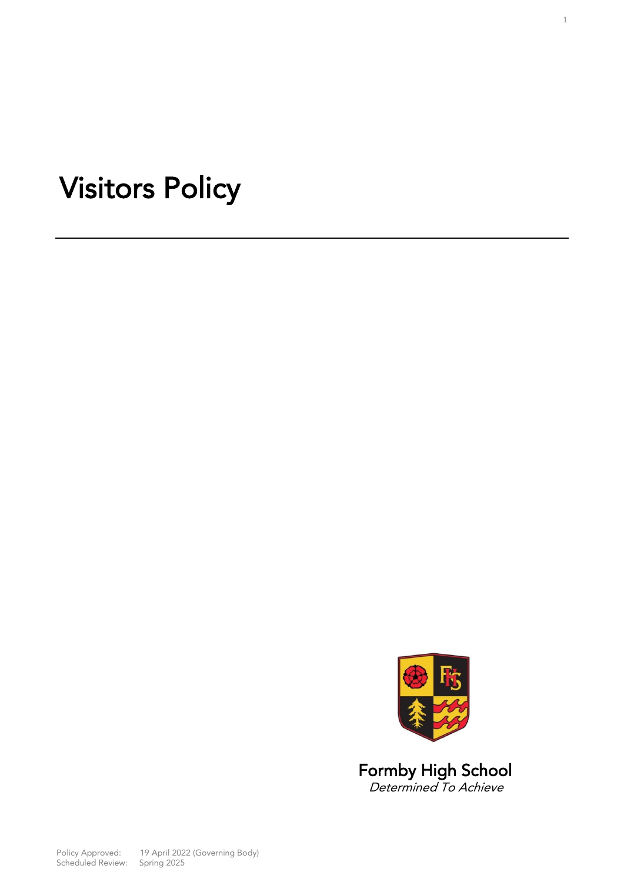# Visitors Policy

---

Formby High School

*Determined To Achieve*

Policy Approved: 19 April 2022 (Governing Body)
Scheduled Review: Spring 2025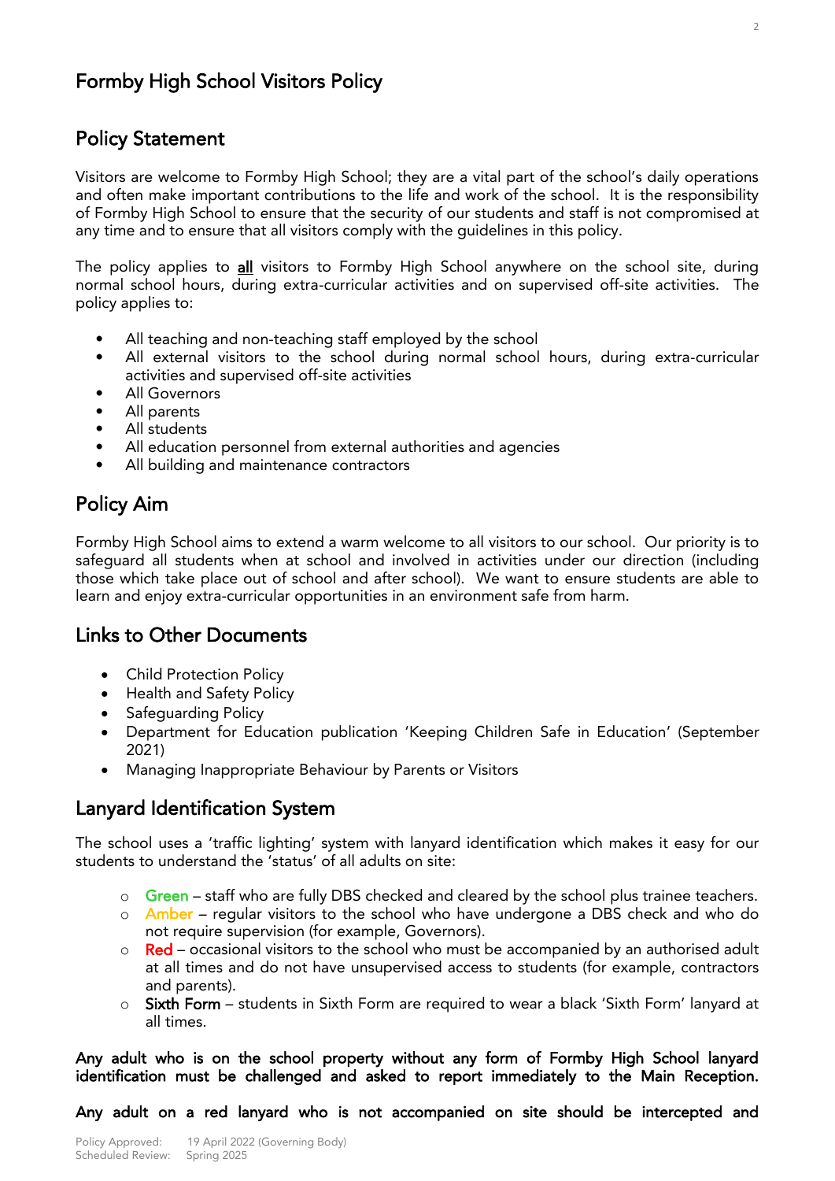# Formby High School Visitors Policy

## Policy Statement

Visitors are welcome to Formby High School; they are a vital part of the school's daily operations and often make important contributions to the life and work of the school. It is the responsibility of Formby High School to ensure that the security of our students and staff is not compromised at any time and to ensure that all visitors comply with the guidelines in this policy.

The policy applies to **all** visitors to Formby High School anywhere on the school site, during normal school hours, during extra-curricular activities and on supervised off-site activities. The policy applies to:

- All teaching and non-teaching staff employed by the school
- All external visitors to the school during normal school hours, during extra-curricular activities and supervised off-site activities
- All Governors
- All parents
- All students
- All education personnel from external authorities and agencies
- All building and maintenance contractors

## Policy Aim

Formby High School aims to extend a warm welcome to all visitors to our school. Our priority is to safeguard all students when at school and involved in activities under our direction (including those which take place out of school and after school). We want to ensure students are able to learn and enjoy extra-curricular opportunities in an environment safe from harm.

## Links to Other Documents

- Child Protection Policy
- Health and Safety Policy
- Safeguarding Policy
- Department for Education publication 'Keeping Children Safe in Education' (September 2021)
- Managing Inappropriate Behaviour by Parents or Visitors

## Lanyard Identification System

The school uses a 'traffic lighting' system with lanyard identification which makes it easy for our students to understand the 'status' of all adults on site:

- Green – staff who are fully DBS checked and cleared by the school plus trainee teachers.
- Amber – regular visitors to the school who have undergone a DBS check and who do not require supervision (for example, Governors).
- Red – occasional visitors to the school who must be accompanied by an authorised adult at all times and do not have unsupervised access to students (for example, contractors and parents).
- Sixth Form – students in Sixth Form are required to wear a black 'Sixth Form' lanyard at all times.

**Any adult who is on the school property without any form of Formby High School lanyard identification must be challenged and asked to report immediately to the Main Reception.**

**Any adult on a red lanyard who is not accompanied on site should be intercepted and**

Policy Approved: 19 April 2022 (Governing Body)
Scheduled Review: Spring 2025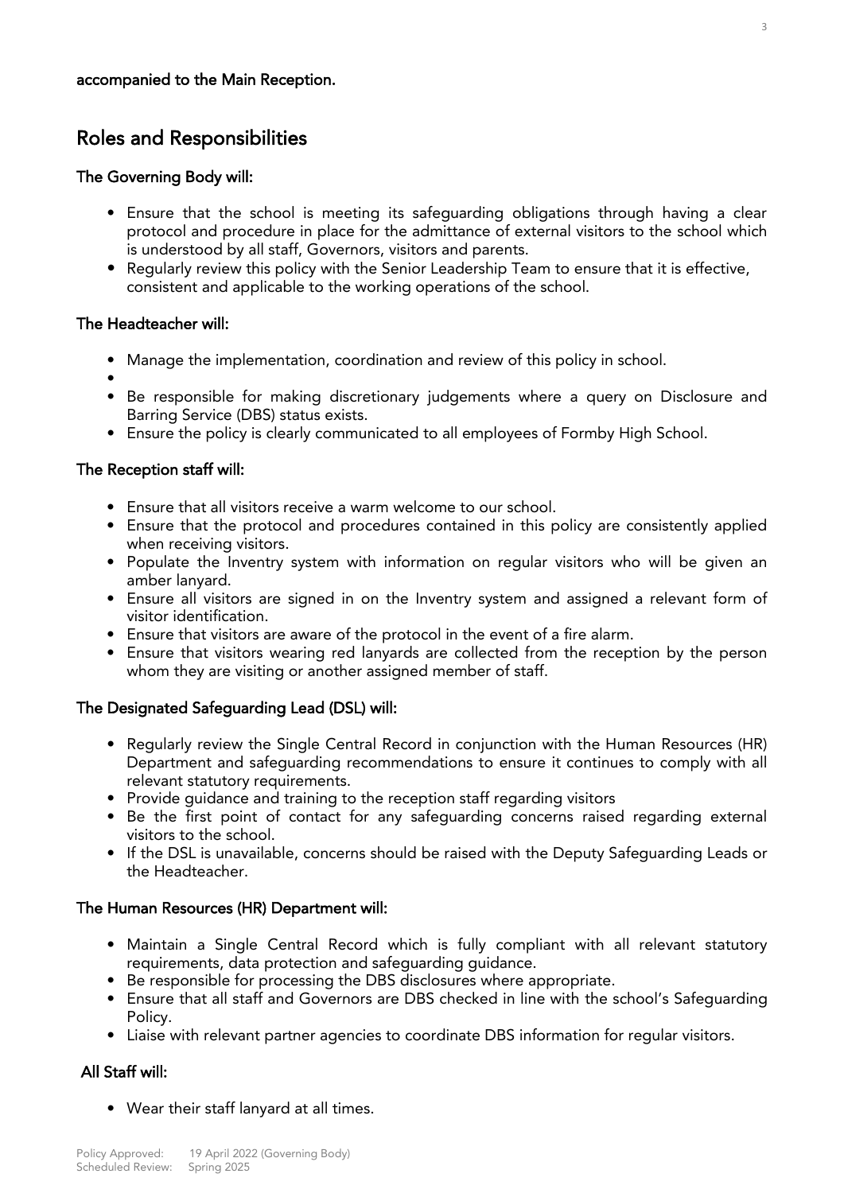**accompanied to the Main Reception.**

## Roles and Responsibilities

### The Governing Body will:

- Ensure that the school is meeting its safeguarding obligations through having a clear protocol and procedure in place for the admittance of external visitors to the school which is understood by all staff, Governors, visitors and parents.
- Regularly review this policy with the Senior Leadership Team to ensure that it is effective, consistent and applicable to the working operations of the school.

### The Headteacher will:

- Manage the implementation, coordination and review of this policy in school.
- 
- Be responsible for making discretionary judgements where a query on Disclosure and Barring Service (DBS) status exists.
- Ensure the policy is clearly communicated to all employees of Formby High School.

### The Reception staff will:

- Ensure that all visitors receive a warm welcome to our school.
- Ensure that the protocol and procedures contained in this policy are consistently applied when receiving visitors.
- Populate the Inventry system with information on regular visitors who will be given an amber lanyard.
- Ensure all visitors are signed in on the Inventry system and assigned a relevant form of visitor identification.
- Ensure that visitors are aware of the protocol in the event of a fire alarm.
- Ensure that visitors wearing red lanyards are collected from the reception by the person whom they are visiting or another assigned member of staff.

### The Designated Safeguarding Lead (DSL) will:

- Regularly review the Single Central Record in conjunction with the Human Resources (HR) Department and safeguarding recommendations to ensure it continues to comply with all relevant statutory requirements.
- Provide guidance and training to the reception staff regarding visitors
- Be the first point of contact for any safeguarding concerns raised regarding external visitors to the school.
- If the DSL is unavailable, concerns should be raised with the Deputy Safeguarding Leads or the Headteacher.

### The Human Resources (HR) Department will:

- Maintain a Single Central Record which is fully compliant with all relevant statutory requirements, data protection and safeguarding guidance.
- Be responsible for processing the DBS disclosures where appropriate.
- Ensure that all staff and Governors are DBS checked in line with the school's Safeguarding Policy.
- Liaise with relevant partner agencies to coordinate DBS information for regular visitors.

### All Staff will:

- Wear their staff lanyard at all times.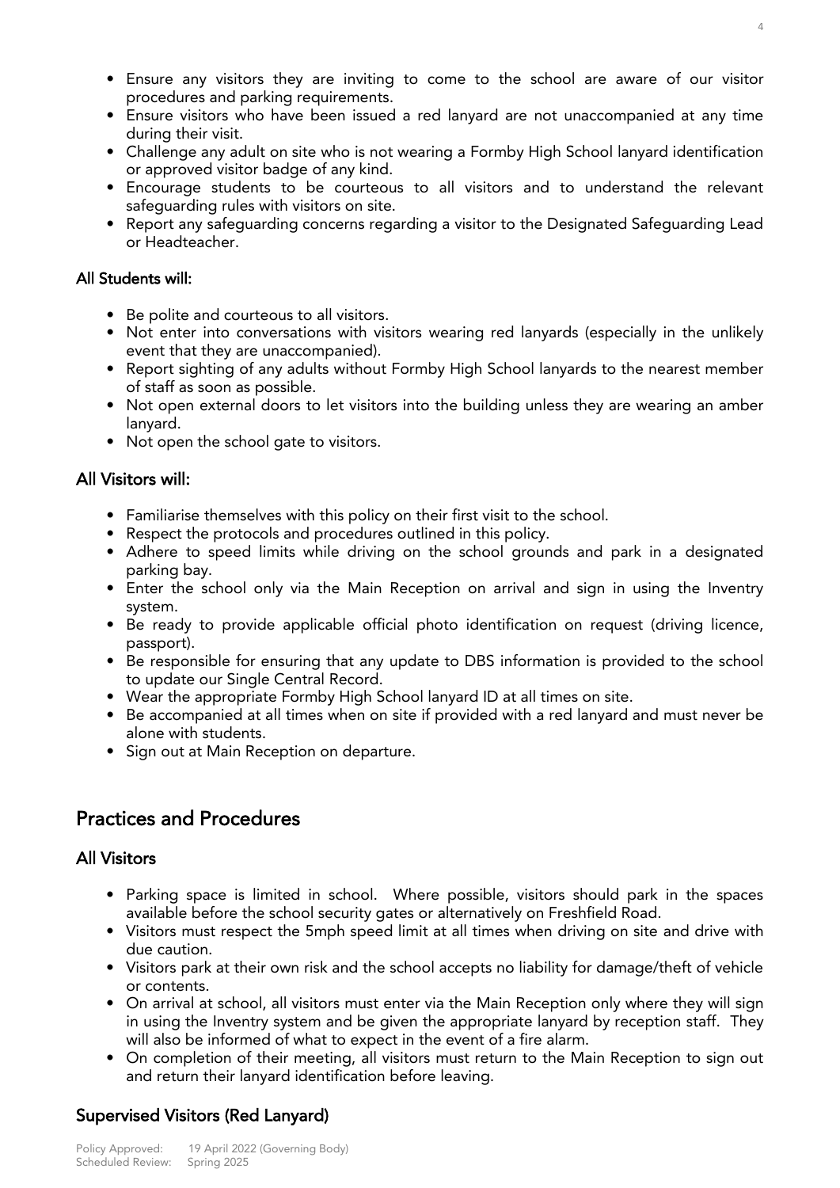- Ensure any visitors they are inviting to come to the school are aware of our visitor procedures and parking requirements.
- Ensure visitors who have been issued a red lanyard are not unaccompanied at any time during their visit.
- Challenge any adult on site who is not wearing a Formby High School lanyard identification or approved visitor badge of any kind.
- Encourage students to be courteous to all visitors and to understand the relevant safeguarding rules with visitors on site.
- Report any safeguarding concerns regarding a visitor to the Designated Safeguarding Lead or Headteacher.

### All Students will:

- Be polite and courteous to all visitors.
- Not enter into conversations with visitors wearing red lanyards (especially in the unlikely event that they are unaccompanied).
- Report sighting of any adults without Formby High School lanyards to the nearest member of staff as soon as possible.
- Not open external doors to let visitors into the building unless they are wearing an amber lanyard.
- Not open the school gate to visitors.

### All Visitors will:

- Familiarise themselves with this policy on their first visit to the school.
- Respect the protocols and procedures outlined in this policy.
- Adhere to speed limits while driving on the school grounds and park in a designated parking bay.
- Enter the school only via the Main Reception on arrival and sign in using the Inventry system.
- Be ready to provide applicable official photo identification on request (driving licence, passport).
- Be responsible for ensuring that any update to DBS information is provided to the school to update our Single Central Record.
- Wear the appropriate Formby High School lanyard ID at all times on site.
- Be accompanied at all times when on site if provided with a red lanyard and must never be alone with students.
- Sign out at Main Reception on departure.

## Practices and Procedures

### All Visitors

- Parking space is limited in school. Where possible, visitors should park in the spaces available before the school security gates or alternatively on Freshfield Road.
- Visitors must respect the 5mph speed limit at all times when driving on site and drive with due caution.
- Visitors park at their own risk and the school accepts no liability for damage/theft of vehicle or contents.
- On arrival at school, all visitors must enter via the Main Reception only where they will sign in using the Inventry system and be given the appropriate lanyard by reception staff. They will also be informed of what to expect in the event of a fire alarm.
- On completion of their meeting, all visitors must return to the Main Reception to sign out and return their lanyard identification before leaving.

### Supervised Visitors (Red Lanyard)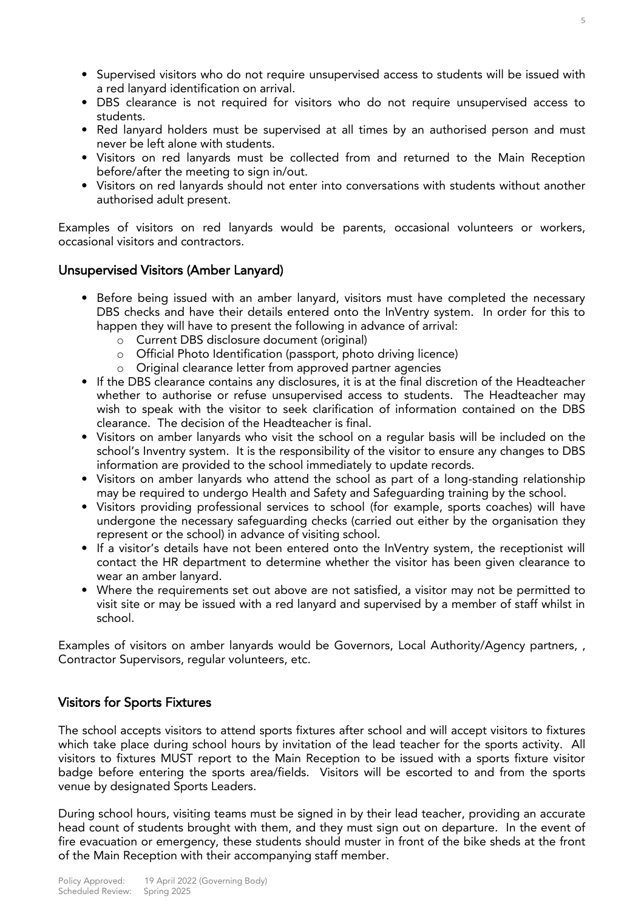- Supervised visitors who do not require unsupervised access to students will be issued with a red lanyard identification on arrival.
- DBS clearance is not required for visitors who do not require unsupervised access to students.
- Red lanyard holders must be supervised at all times by an authorised person and must never be left alone with students.
- Visitors on red lanyards must be collected from and returned to the Main Reception before/after the meeting to sign in/out.
- Visitors on red lanyards should not enter into conversations with students without another authorised adult present.

Examples of visitors on red lanyards would be parents, occasional volunteers or workers, occasional visitors and contractors.

## Unsupervised Visitors (Amber Lanyard)

- Before being issued with an amber lanyard, visitors must have completed the necessary DBS checks and have their details entered onto the InVentry system. In order for this to happen they will have to present the following in advance of arrival:
  - Current DBS disclosure document (original)
  - Official Photo Identification (passport, photo driving licence)
  - Original clearance letter from approved partner agencies
- If the DBS clearance contains any disclosures, it is at the final discretion of the Headteacher whether to authorise or refuse unsupervised access to students. The Headteacher may wish to speak with the visitor to seek clarification of information contained on the DBS clearance. The decision of the Headteacher is final.
- Visitors on amber lanyards who visit the school on a regular basis will be included on the school's Inventry system. It is the responsibility of the visitor to ensure any changes to DBS information are provided to the school immediately to update records.
- Visitors on amber lanyards who attend the school as part of a long-standing relationship may be required to undergo Health and Safety and Safeguarding training by the school.
- Visitors providing professional services to school (for example, sports coaches) will have undergone the necessary safeguarding checks (carried out either by the organisation they represent or the school) in advance of visiting school.
- If a visitor's details have not been entered onto the InVentry system, the receptionist will contact the HR department to determine whether the visitor has been given clearance to wear an amber lanyard.
- Where the requirements set out above are not satisfied, a visitor may not be permitted to visit site or may be issued with a red lanyard and supervised by a member of staff whilst in school.

Examples of visitors on amber lanyards would be Governors, Local Authority/Agency partners, , Contractor Supervisors, regular volunteers, etc.

## Visitors for Sports Fixtures

The school accepts visitors to attend sports fixtures after school and will accept visitors to fixtures which take place during school hours by invitation of the lead teacher for the sports activity. All visitors to fixtures MUST report to the Main Reception to be issued with a sports fixture visitor badge before entering the sports area/fields. Visitors will be escorted to and from the sports venue by designated Sports Leaders.

During school hours, visiting teams must be signed in by their lead teacher, providing an accurate head count of students brought with them, and they must sign out on departure. In the event of fire evacuation or emergency, these students should muster in front of the bike sheds at the front of the Main Reception with their accompanying staff member.

Policy Approved: 19 April 2022 (Governing Body)
Scheduled Review: Spring 2025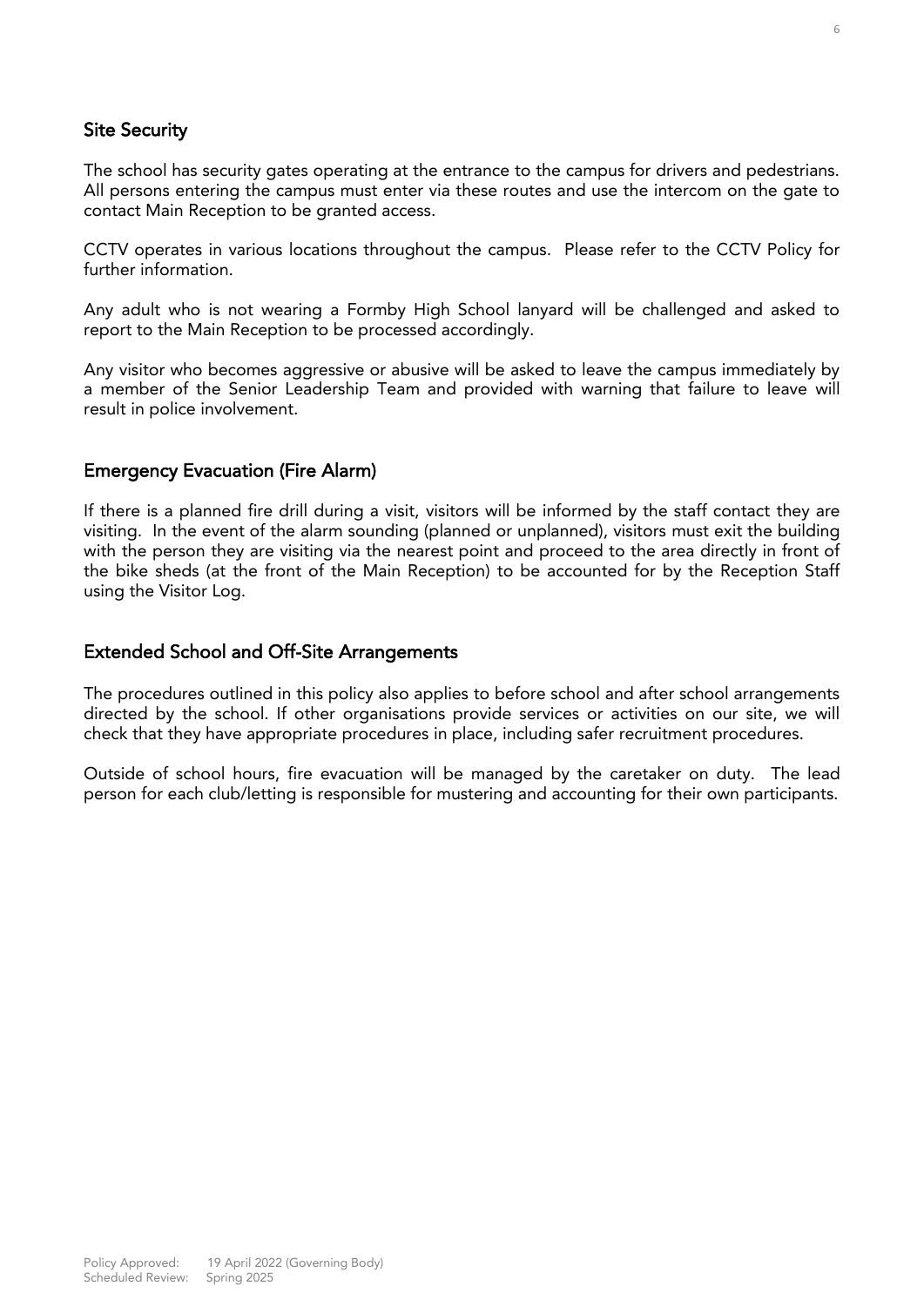## Site Security

The school has security gates operating at the entrance to the campus for drivers and pedestrians. All persons entering the campus must enter via these routes and use the intercom on the gate to contact Main Reception to be granted access.

CCTV operates in various locations throughout the campus. Please refer to the CCTV Policy for further information.

Any adult who is not wearing a Formby High School lanyard will be challenged and asked to report to the Main Reception to be processed accordingly.

Any visitor who becomes aggressive or abusive will be asked to leave the campus immediately by a member of the Senior Leadership Team and provided with warning that failure to leave will result in police involvement.

## Emergency Evacuation (Fire Alarm)

If there is a planned fire drill during a visit, visitors will be informed by the staff contact they are visiting. In the event of the alarm sounding (planned or unplanned), visitors must exit the building with the person they are visiting via the nearest point and proceed to the area directly in front of the bike sheds (at the front of the Main Reception) to be accounted for by the Reception Staff using the Visitor Log.

## Extended School and Off-Site Arrangements

The procedures outlined in this policy also applies to before school and after school arrangements directed by the school. If other organisations provide services or activities on our site, we will check that they have appropriate procedures in place, including safer recruitment procedures.

Outside of school hours, fire evacuation will be managed by the caretaker on duty. The lead person for each club/letting is responsible for mustering and accounting for their own participants.